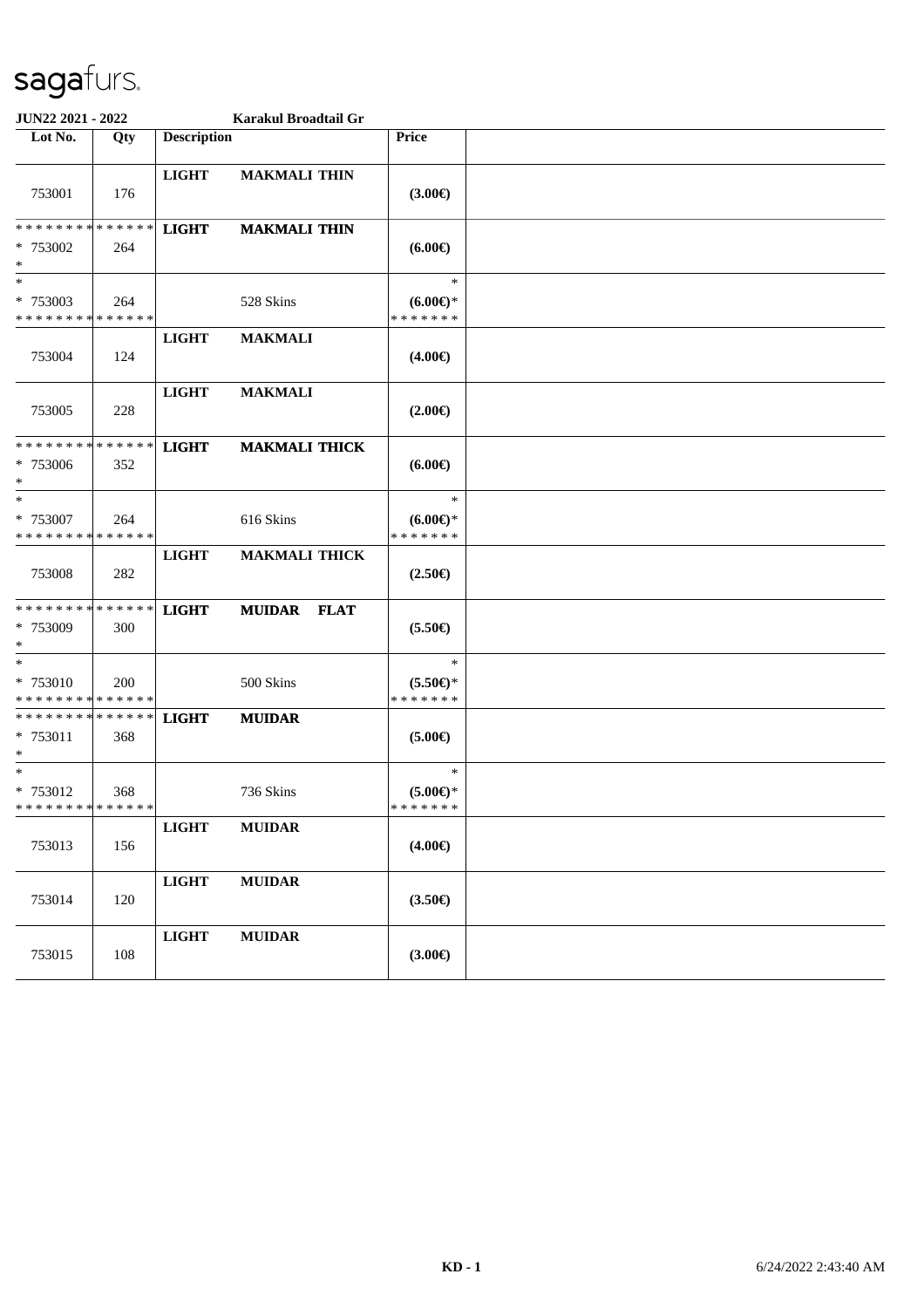sagafurs.

**JUN22 2021 - 2022** **Karakul Broadtail Gr**

| Lot No. | Qty | Description | | Price | |
|---|---|---|---|---|---|
| 753001 | 176 | **LIGHT** | **MAKMALI THIN** | **(3.00€)** | |
| * * * * * * * * * * * * * *<br>* 753002<br>* | 264 | **LIGHT** | **MAKMALI THIN** | **(6.00€)** | |
| *<br>* 753003<br>* * * * * * * * * * * * * * | 264 | | 528 Skins | *<br>**(6.00€)***<br>* * * * * * * | |
| 753004 | 124 | **LIGHT** | **MAKMALI** | **(4.00€)** | |
| 753005 | 228 | **LIGHT** | **MAKMALI** | **(2.00€)** | |
| * * * * * * * * * * * * * *<br>* 753006<br>* | 352 | **LIGHT** | **MAKMALI THICK** | **(6.00€)** | |
| *<br>* 753007<br>* * * * * * * * * * * * * * | 264 | | 616 Skins | *<br>**(6.00€)***<br>* * * * * * * | |
| 753008 | 282 | **LIGHT** | **MAKMALI THICK** | **(2.50€)** | |
| * * * * * * * * * * * * * *<br>* 753009<br>* | 300 | **LIGHT** | **MUIDAR FLAT** | **(5.50€)** | |
| *<br>* 753010<br>* * * * * * * * * * * * * * | 200 | | 500 Skins | *<br>**(5.50€)***<br>* * * * * * * | |
| * * * * * * * * * * * * * *<br>* 753011<br>* | 368 | **LIGHT** | **MUIDAR** | **(5.00€)** | |
| *<br>* 753012<br>* * * * * * * * * * * * * * | 368 | | 736 Skins | *<br>**(5.00€)***<br>* * * * * * * | |
| 753013 | 156 | **LIGHT** | **MUIDAR** | **(4.00€)** | |
| 753014 | 120 | **LIGHT** | **MUIDAR** | **(3.50€)** | |
| 753015 | 108 | **LIGHT** | **MUIDAR** | **(3.00€)** | |

KD - 1 6/24/2022 2:43:40 AM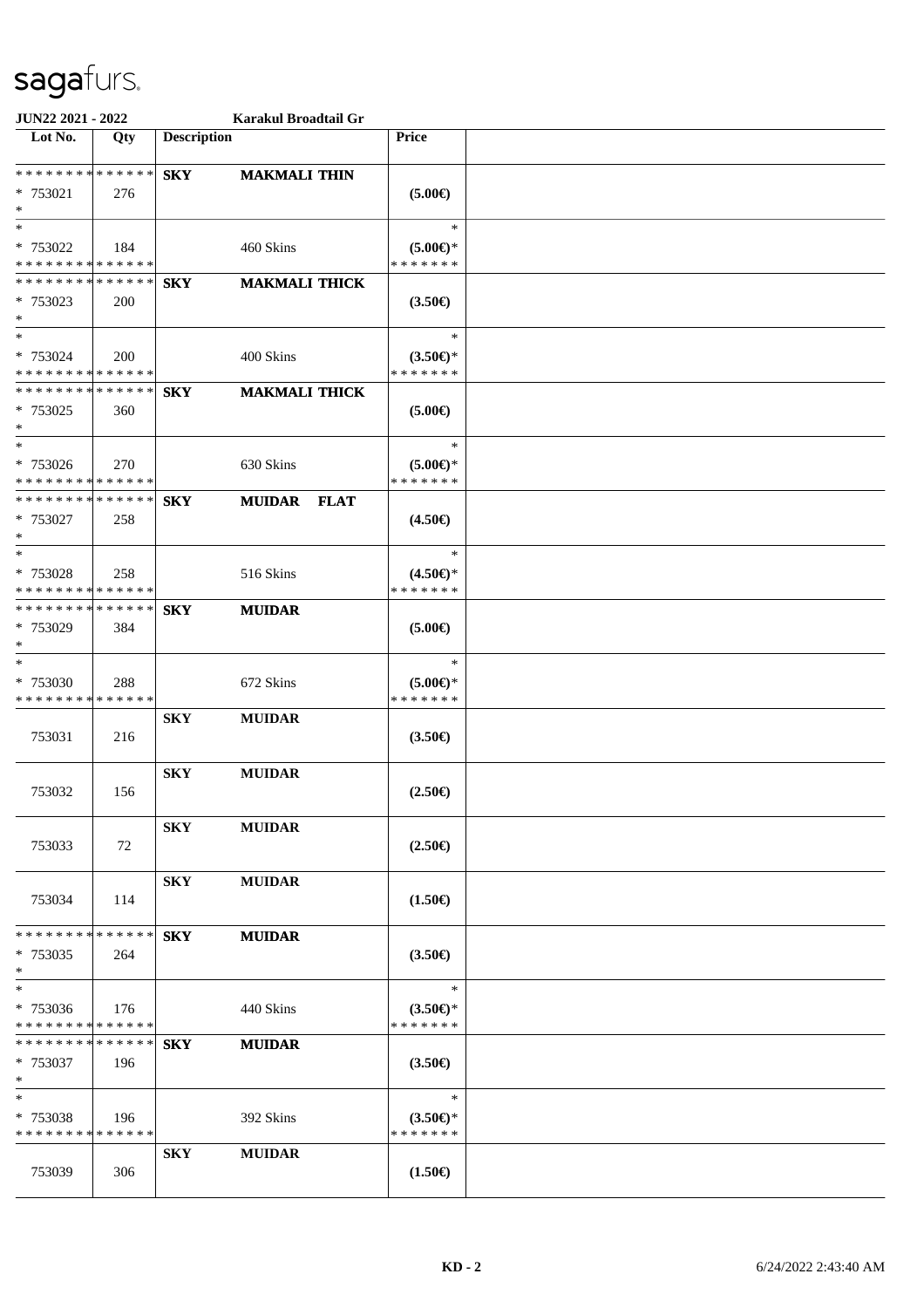# sagafurs.

**JUN22 2021 - 2022** **Karakul Broadtail Gr**

| Lot No. | Qty | Description | | Price | |
|---|---|---|---|---|---|
| * * * * * * * * * * * * * * | | **SKY** | **MAKMALI THIN** | | |
| * 753021 | 276 | | | **(5.00€)** | |
| * | | | | | |
| * | | | | * | |
| * 753022 | 184 | | 460 Skins | **(5.00€)*** | |
| * * * * * * * * * * * * * * | | | | * * * * * * * | |
| * * * * * * * * * * * * * * | | **SKY** | **MAKMALI THICK** | | |
| * 753023 | 200 | | | **(3.50€)** | |
| * | | | | | |
| * | | | | * | |
| * 753024 | 200 | | 400 Skins | **(3.50€)*** | |
| * * * * * * * * * * * * * * | | | | * * * * * * * | |
| * * * * * * * * * * * * * * | | **SKY** | **MAKMALI THICK** | | |
| * 753025 | 360 | | | **(5.00€)** | |
| * | | | | | |
| * | | | | * | |
| * 753026 | 270 | | 630 Skins | **(5.00€)*** | |
| * * * * * * * * * * * * * * | | | | * * * * * * * | |
| * * * * * * * * * * * * * * | | **SKY** | **MUIDAR FLAT** | | |
| * 753027 | 258 | | | **(4.50€)** | |
| * | | | | | |
| * | | | | * | |
| * 753028 | 258 | | 516 Skins | **(4.50€)*** | |
| * * * * * * * * * * * * * * | | | | * * * * * * * | |
| * * * * * * * * * * * * * * | | **SKY** | **MUIDAR** | | |
| * 753029 | 384 | | | **(5.00€)** | |
| * | | | | | |
| * | | | | * | |
| * 753030 | 288 | | 672 Skins | **(5.00€)*** | |
| * * * * * * * * * * * * * * | | | | * * * * * * * | |
| | | **SKY** | **MUIDAR** | | |
| 753031 | 216 | | | **(3.50€)** | |
| | | **SKY** | **MUIDAR** | | |
| 753032 | 156 | | | **(2.50€)** | |
| | | **SKY** | **MUIDAR** | | |
| 753033 | 72 | | | **(2.50€)** | |
| | | **SKY** | **MUIDAR** | | |
| 753034 | 114 | | | **(1.50€)** | |
| * * * * * * * * * * * * * * | | **SKY** | **MUIDAR** | | |
| * 753035 | 264 | | | **(3.50€)** | |
| * | | | | | |
| * | | | | * | |
| * 753036 | 176 | | 440 Skins | **(3.50€)*** | |
| * * * * * * * * * * * * * * | | | | * * * * * * * | |
| * * * * * * * * * * * * * * | | **SKY** | **MUIDAR** | | |
| * 753037 | 196 | | | **(3.50€)** | |
| * | | | | | |
| * | | | | * | |
| * 753038 | 196 | | 392 Skins | **(3.50€)*** | |
| * * * * * * * * * * * * * * | | | | * * * * * * * | |
| | | **SKY** | **MUIDAR** | | |
| 753039 | 306 | | | **(1.50€)** | |

**KD - 2** 6/24/2022 2:43:40 AM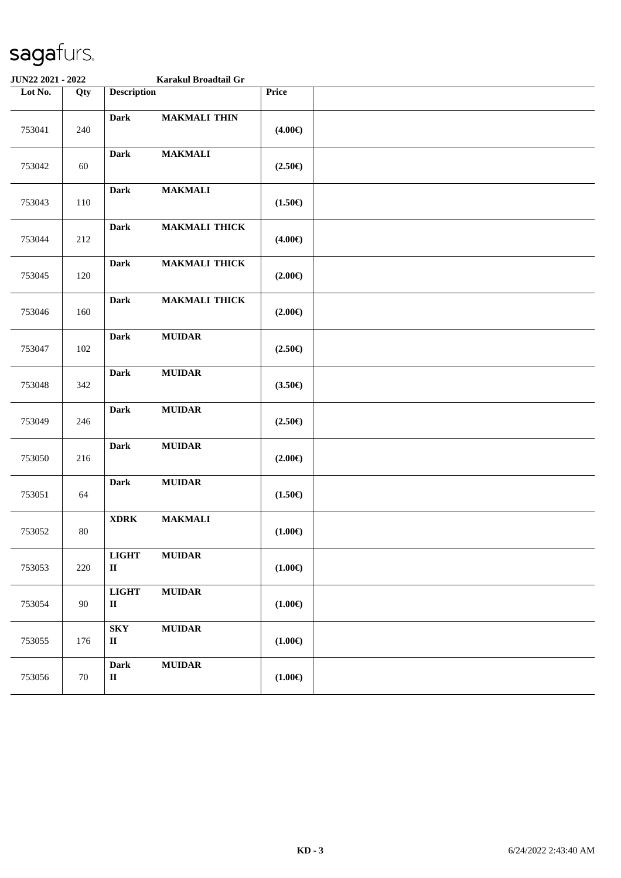# sagafurs.

**JUN22 2021 - 2022** **Karakul Broadtail Gr**

| Lot No. | Qty | Description | | Price | |
|---|---|---|---|---|---|
| 753041 | 240 | **Dark** | **MAKMALI THIN** | **(4.00€)** | |
| 753042 | 60 | **Dark** | **MAKMALI** | **(2.50€)** | |
| 753043 | 110 | **Dark** | **MAKMALI** | **(1.50€)** | |
| 753044 | 212 | **Dark** | **MAKMALI THICK** | **(4.00€)** | |
| 753045 | 120 | **Dark** | **MAKMALI THICK** | **(2.00€)** | |
| 753046 | 160 | **Dark** | **MAKMALI THICK** | **(2.00€)** | |
| 753047 | 102 | **Dark** | **MUIDAR** | **(2.50€)** | |
| 753048 | 342 | **Dark** | **MUIDAR** | **(3.50€)** | |
| 753049 | 246 | **Dark** | **MUIDAR** | **(2.50€)** | |
| 753050 | 216 | **Dark** | **MUIDAR** | **(2.00€)** | |
| 753051 | 64 | **Dark** | **MUIDAR** | **(1.50€)** | |
| 753052 | 80 | **XDRK** | **MAKMALI** | **(1.00€)** | |
| 753053 | 220 | **LIGHT II** | **MUIDAR** | **(1.00€)** | |
| 753054 | 90 | **LIGHT II** | **MUIDAR** | **(1.00€)** | |
| 753055 | 176 | **SKY II** | **MUIDAR** | **(1.00€)** | |
| 753056 | 70 | **Dark II** | **MUIDAR** | **(1.00€)** | |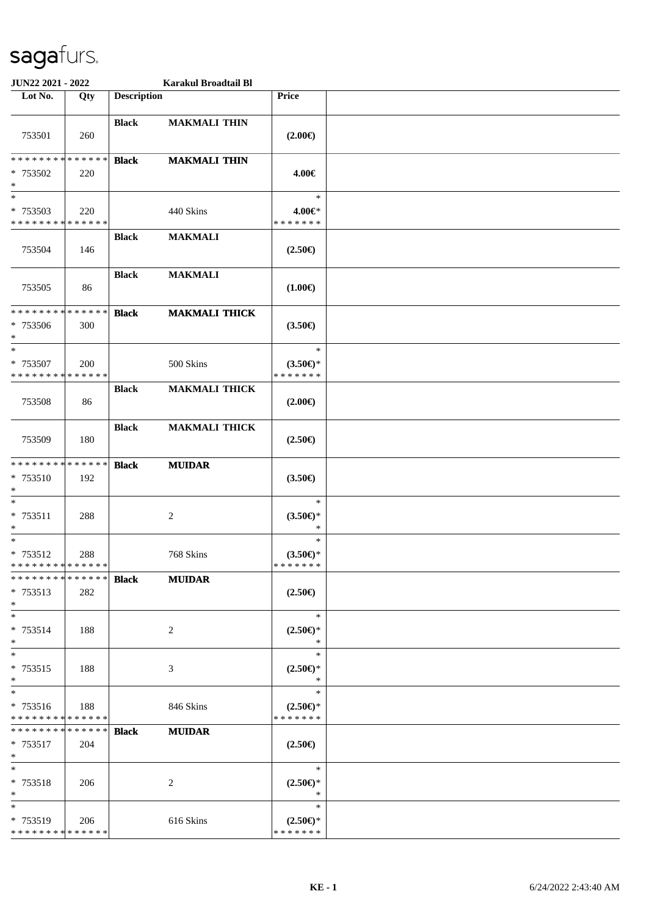# sagafurs.

**JUN22 2021 - 2022** — **Karakul Broadtail Bl**

| Lot No. | Qty | Description | | Price | |
|---|---|---|---|---|---|
| 753501 | 260 | **Black** | **MAKMALI THIN** | **(2.00€)** | |
| * * * * * * * * * * * * * *<br>* 753502<br>* | 220 | **Black** | **MAKMALI THIN** | **4.00€** | |
| *<br>* 753503<br>* * * * * * * * * * * * * * | 220 | | 440 Skins | *<br>**4.00€***<br>* * * * * * * | |
| 753504 | 146 | **Black** | **MAKMALI** | **(2.50€)** | |
| 753505 | 86 | **Black** | **MAKMALI** | **(1.00€)** | |
| * * * * * * * * * * * * * *<br>* 753506<br>* | 300 | **Black** | **MAKMALI THICK** | **(3.50€)** | |
| *<br>* 753507<br>* * * * * * * * * * * * * * | 200 | | 500 Skins | *<br>**(3.50€)***<br>* * * * * * * | |
| 753508 | 86 | **Black** | **MAKMALI THICK** | **(2.00€)** | |
| 753509 | 180 | **Black** | **MAKMALI THICK** | **(2.50€)** | |
| * * * * * * * * * * * * * *<br>* 753510<br>* | 192 | **Black** | **MUIDAR** | **(3.50€)** | |
| *<br>* 753511<br>* | 288 | | 2 | *<br>**(3.50€)***<br>* | |
| *<br>* 753512<br>* * * * * * * * * * * * * * | 288 | | 768 Skins | *<br>**(3.50€)***<br>* * * * * * * | |
| * * * * * * * * * * * * * *<br>* 753513<br>* | 282 | **Black** | **MUIDAR** | **(2.50€)** | |
| *<br>* 753514<br>* | 188 | | 2 | *<br>**(2.50€)***<br>* | |
| *<br>* 753515<br>* | 188 | | 3 | *<br>**(2.50€)***<br>* | |
| *<br>* 753516<br>* * * * * * * * * * * * * * | 188 | | 846 Skins | *<br>**(2.50€)***<br>* * * * * * * | |
| * * * * * * * * * * * * * *<br>* 753517<br>* | 204 | **Black** | **MUIDAR** | **(2.50€)** | |
| *<br>* 753518<br>* | 206 | | 2 | *<br>**(2.50€)***<br>* | |
| *<br>* 753519<br>* * * * * * * * * * * * * * | 206 | | 616 Skins | *<br>**(2.50€)***<br>* * * * * * * | |

**KE - 1** 6/24/2022 2:43:40 AM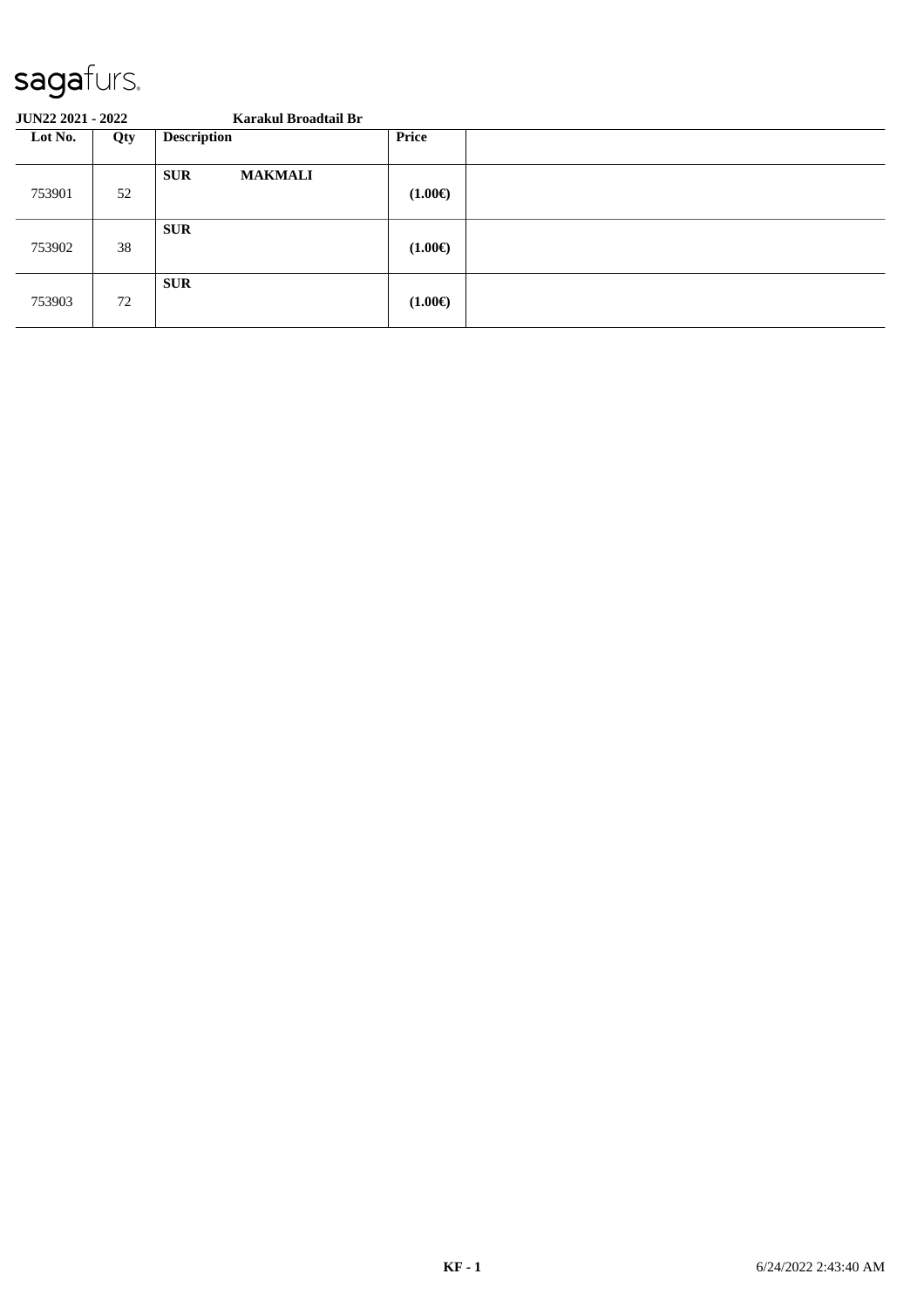sagafurs.

**JUN22 2021 - 2022** **Karakul Broadtail Br**

| Lot No. | Qty | Description | Price | |
|---|---|---|---|---|
| 753901 | 52 | **SUR MAKMALI** | **(1.00€)** | |
| 753902 | 38 | **SUR** | **(1.00€)** | |
| 753903 | 72 | **SUR** | **(1.00€)** | |

**KF - 1** 6/24/2022 2:43:40 AM